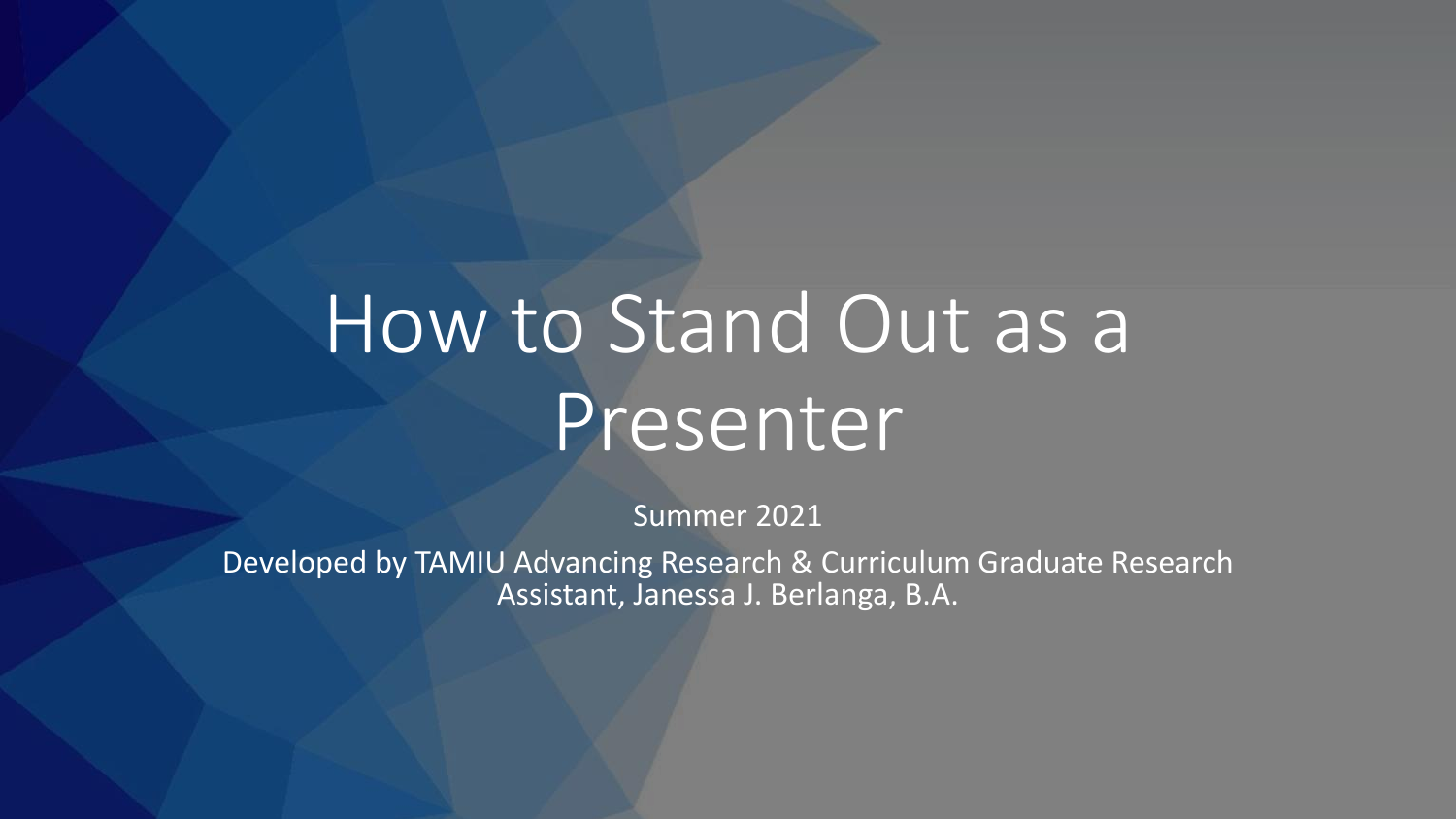# How to Stand Out as a Presenter

Summer 2021

Developed by TAMIU Advancing Research & Curriculum Graduate Research Assistant, Janessa J. Berlanga, B.A.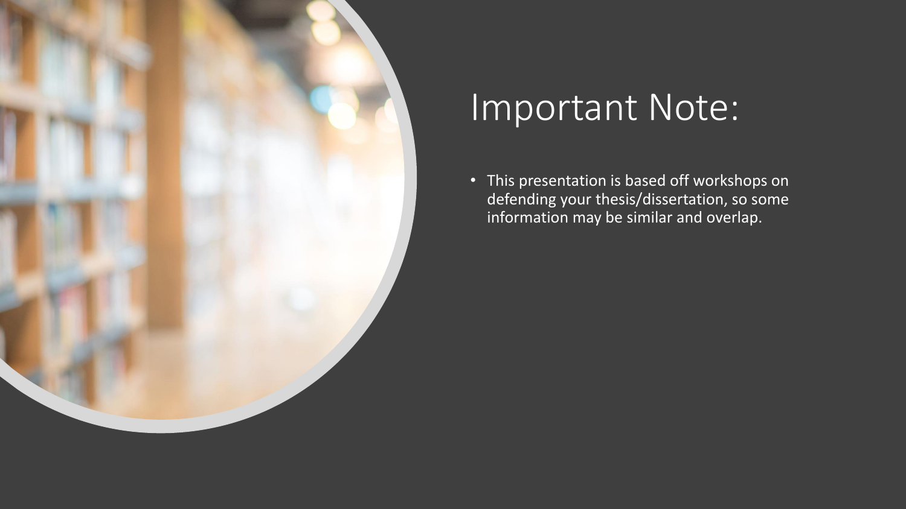# Important Note:

- This presentation is based off workshops on defending your thesis/dissertation, so some information may be similar and overlap.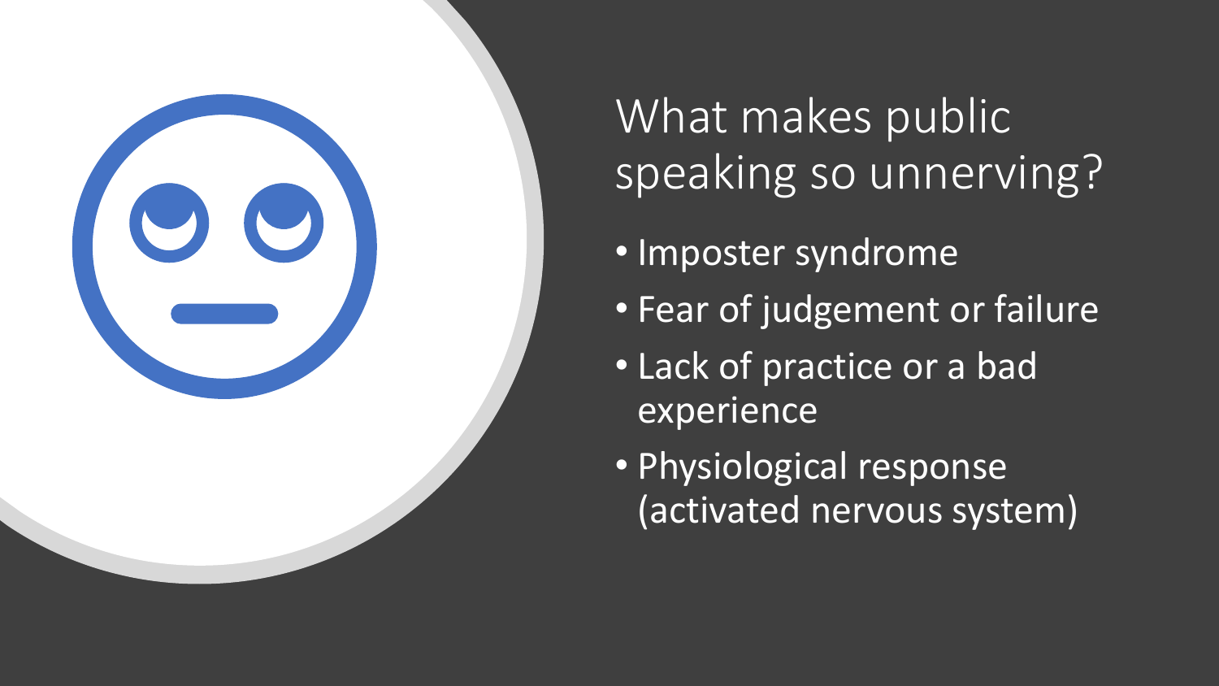# What makes public speaking so unnerving?

- Imposter syndrome
- Fear of judgement or failure
- Lack of practice or a bad experience
- Physiological response (activated nervous system)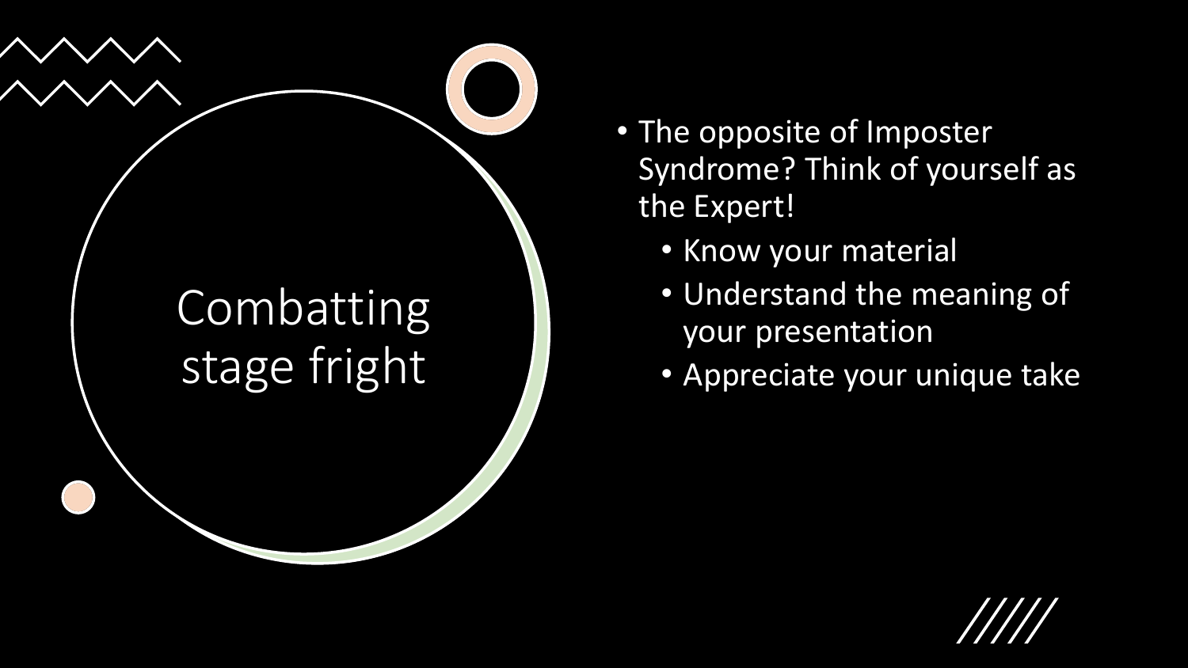# Combatting stage fright

- The opposite of Imposter Syndrome? Think of yourself as the Expert!
  - Know your material
  - Understand the meaning of your presentation
  - Appreciate your unique take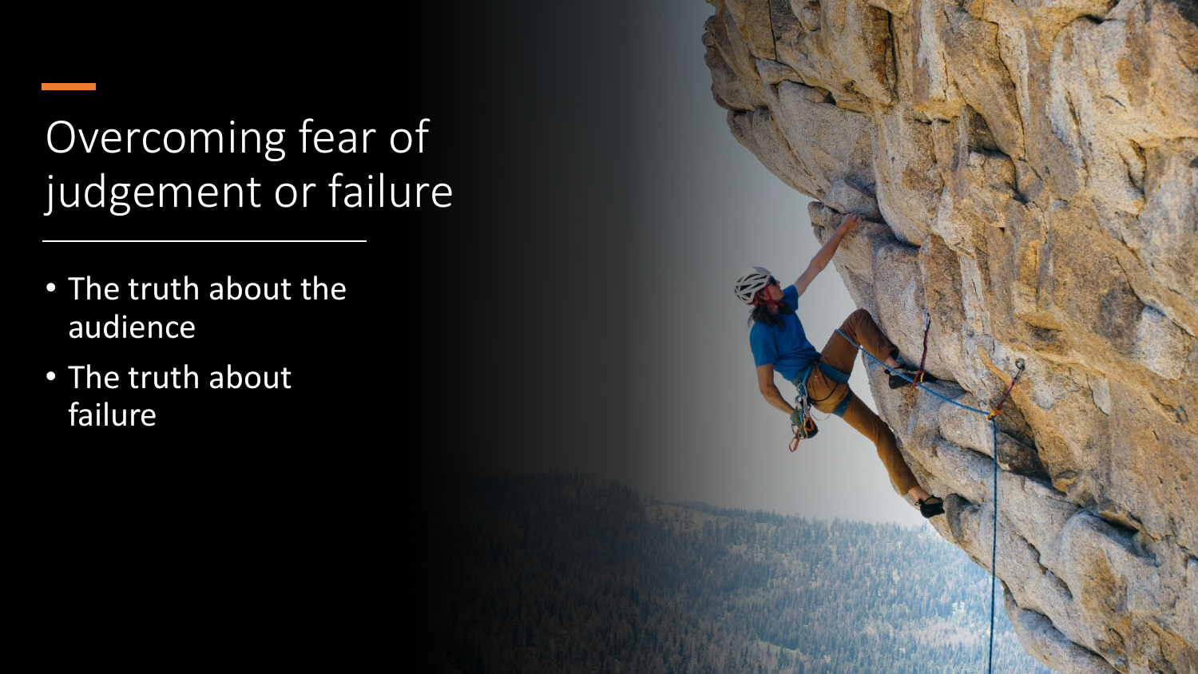# Overcoming fear of judgement or failure

- The truth about the audience
- The truth about failure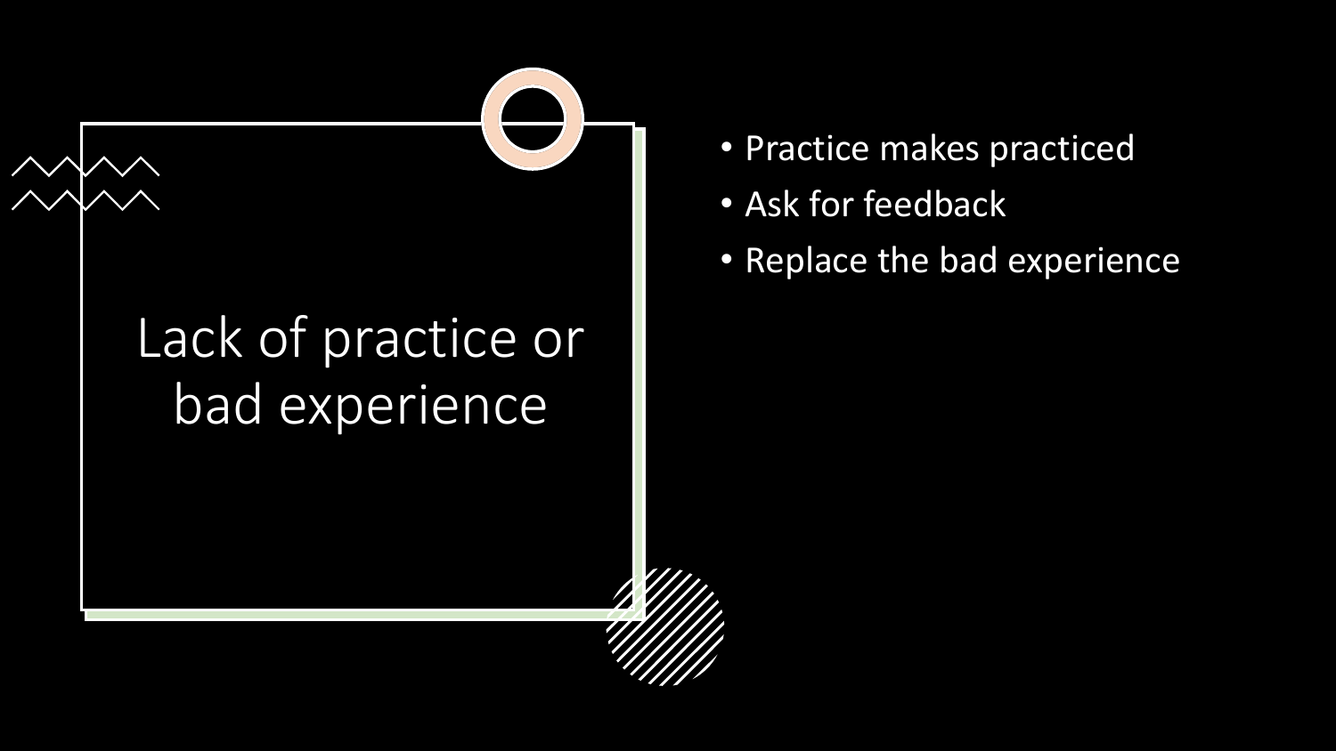# Lack of practice or bad experience

- Practice makes practiced
- Ask for feedback
- Replace the bad experience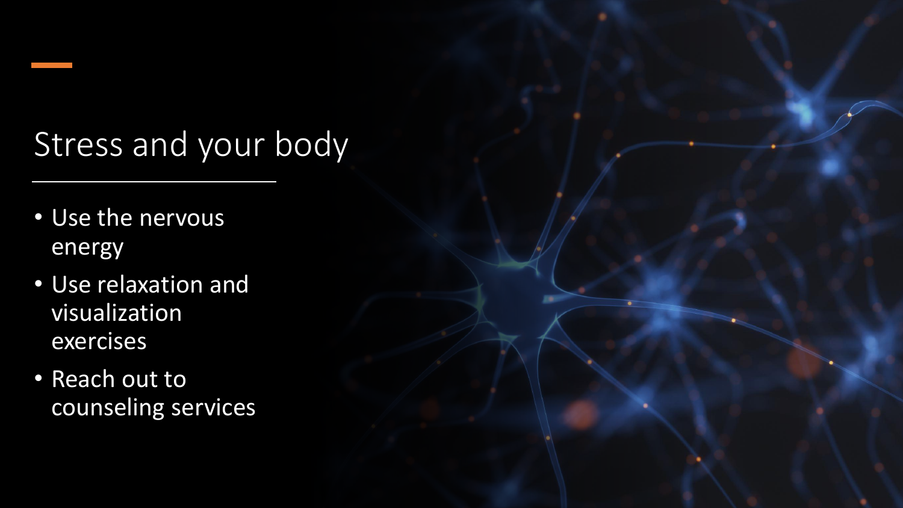# Stress and your body

- Use the nervous energy
- Use relaxation and visualization exercises
- Reach out to counseling services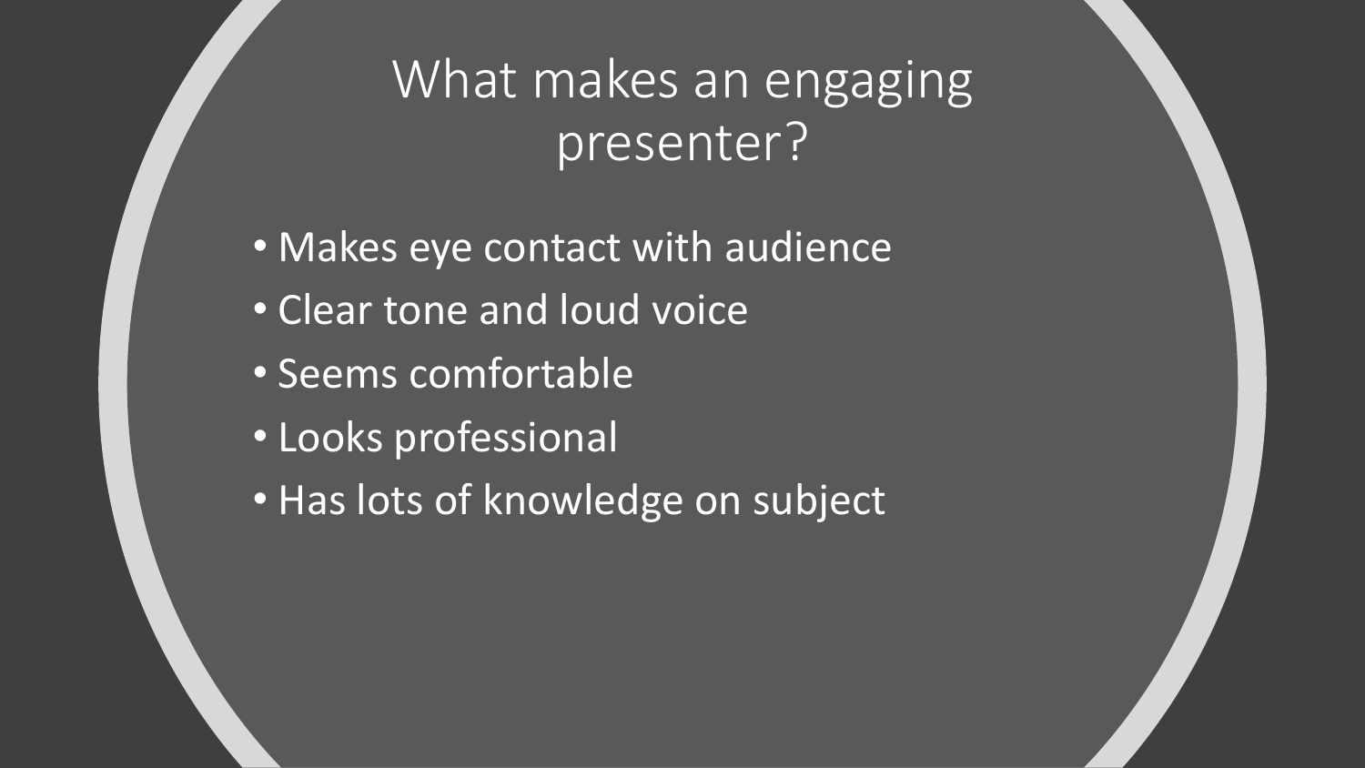# What makes an engaging presenter?

- Makes eye contact with audience
- Clear tone and loud voice
- Seems comfortable
- Looks professional
- Has lots of knowledge on subject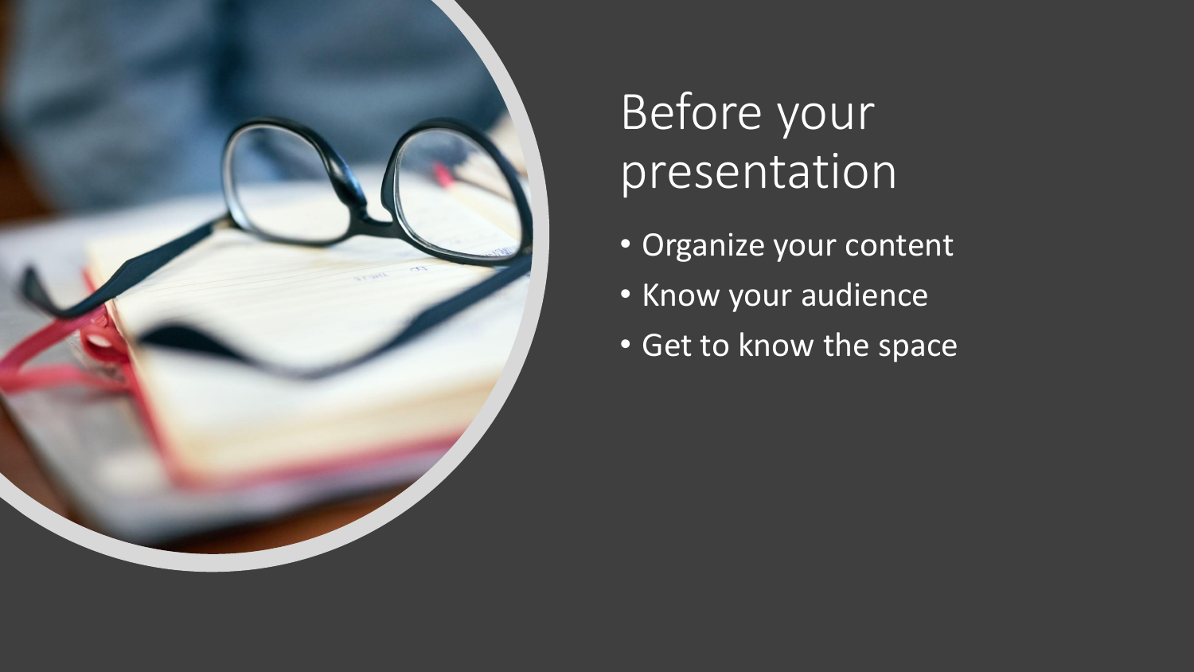# Before your presentation

- Organize your content
- Know your audience
- Get to know the space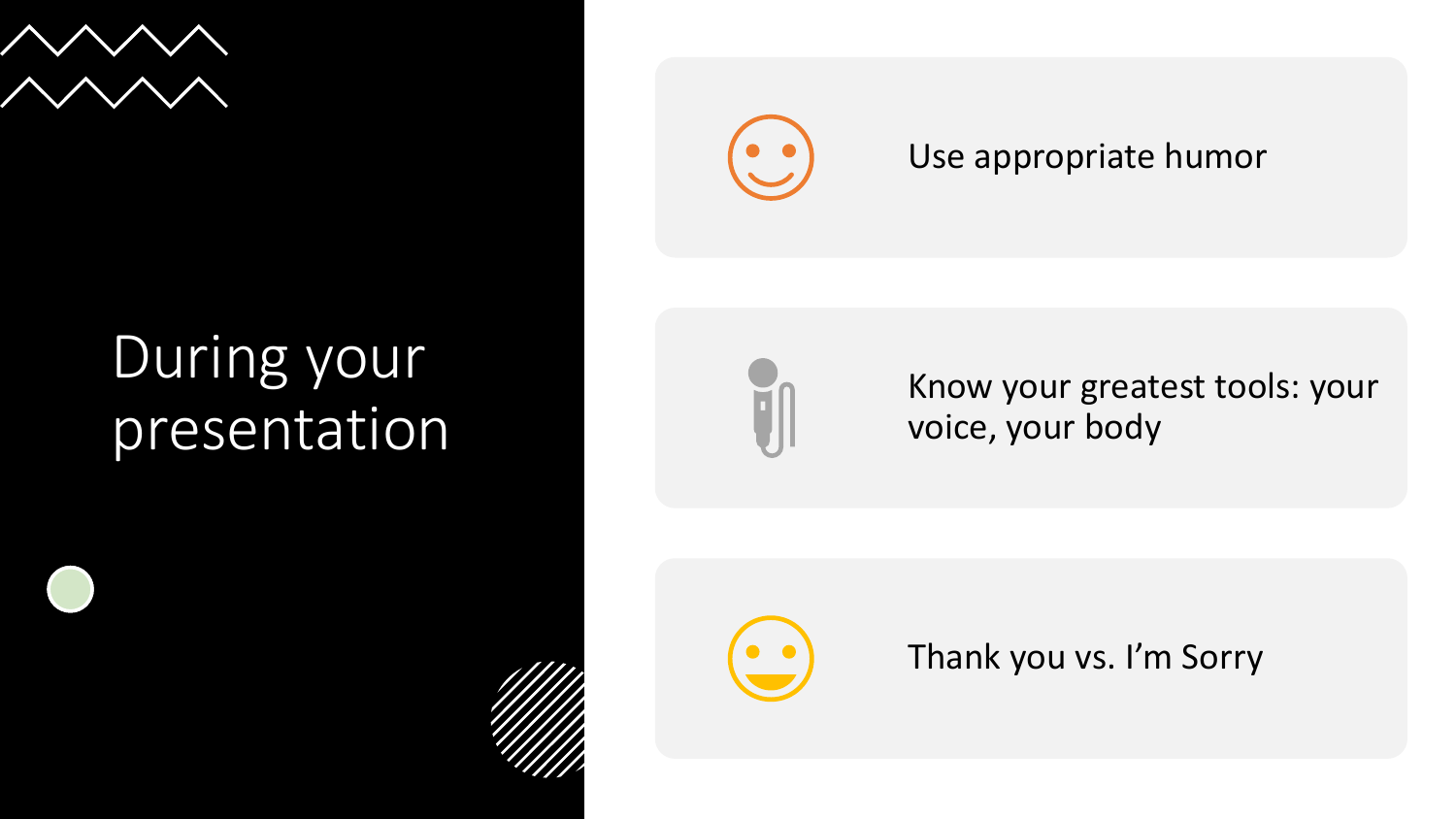# During your presentation

- Use appropriate humor
- Know your greatest tools: your voice, your body
- Thank you vs. I'm Sorry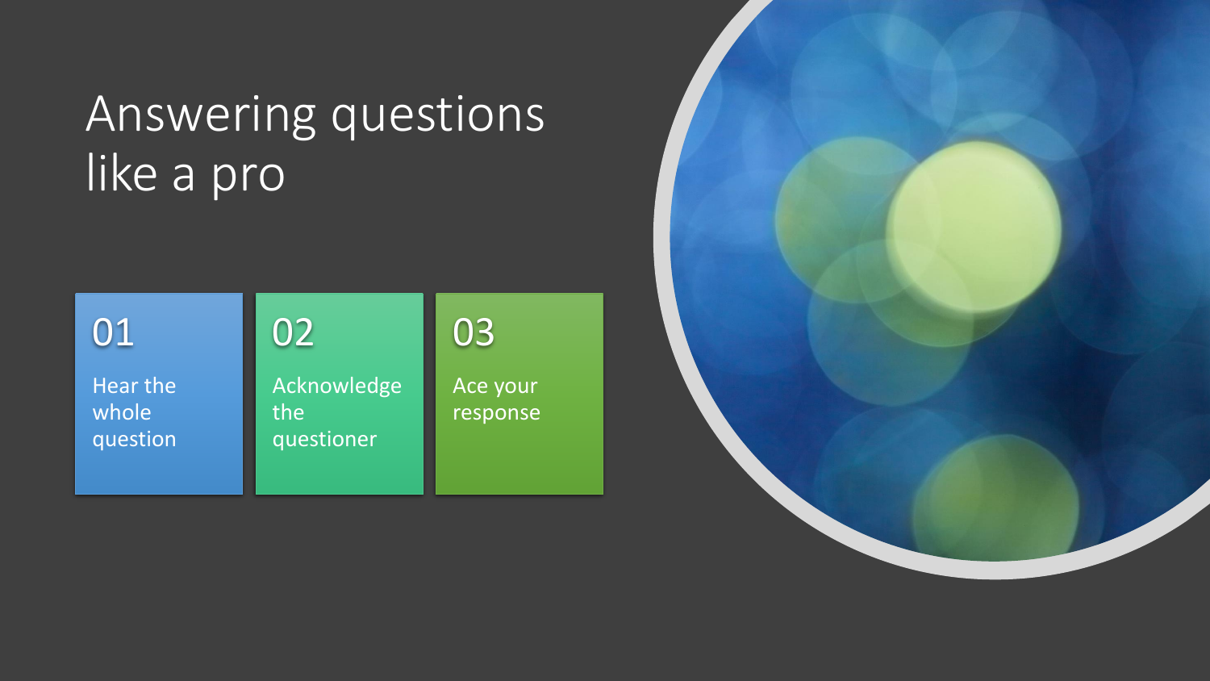# Answering questions like a pro

**01**
Hear the whole question

**02**
Acknowledge the questioner

**03**
Ace your response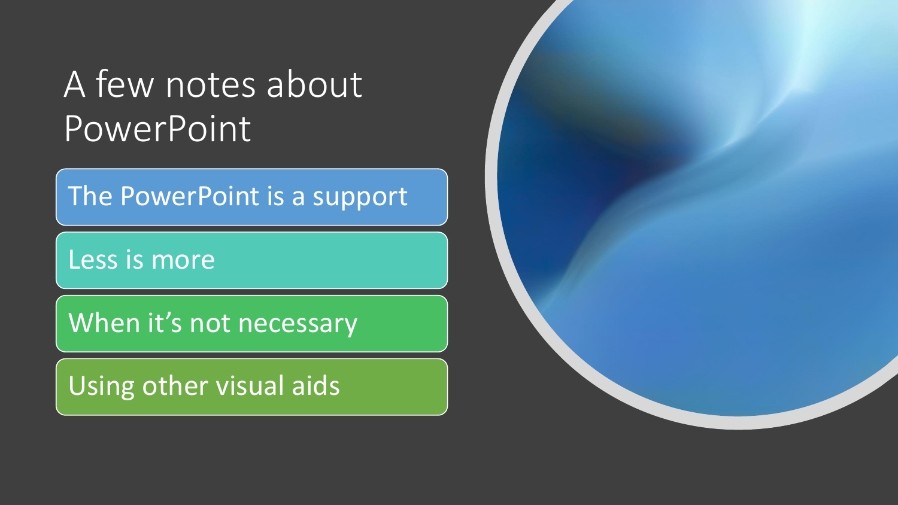# A few notes about PowerPoint

- The PowerPoint is a support
- Less is more
- When it’s not necessary
- Using other visual aids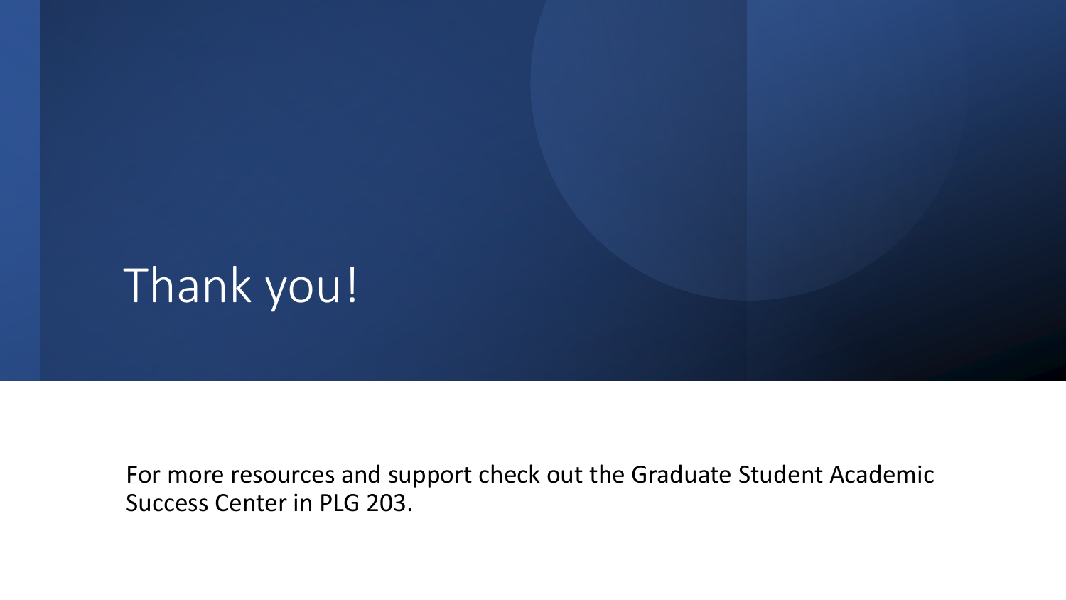# Thank you!

For more resources and support check out the Graduate Student Academic Success Center in PLG 203.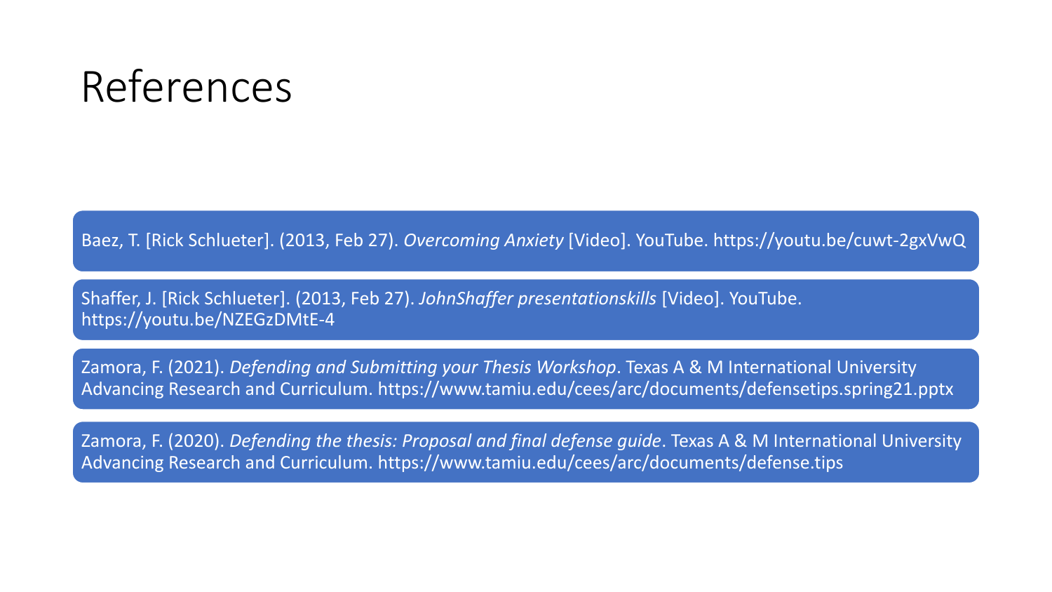# References

Baez, T. [Rick Schlueter]. (2013, Feb 27). *Overcoming Anxiety* [Video]. YouTube. https://youtu.be/cuwt-2gxVwQ

Shaffer, J. [Rick Schlueter]. (2013, Feb 27). *JohnShaffer presentationskills* [Video]. YouTube. https://youtu.be/NZEGzDMtE-4

Zamora, F. (2021). *Defending and Submitting your Thesis Workshop*. Texas A & M International University Advancing Research and Curriculum. https://www.tamiu.edu/cees/arc/documents/defensetips.spring21.pptx

Zamora, F. (2020). *Defending the thesis: Proposal and final defense guide*. Texas A & M International University Advancing Research and Curriculum. https://www.tamiu.edu/cees/arc/documents/defense.tips